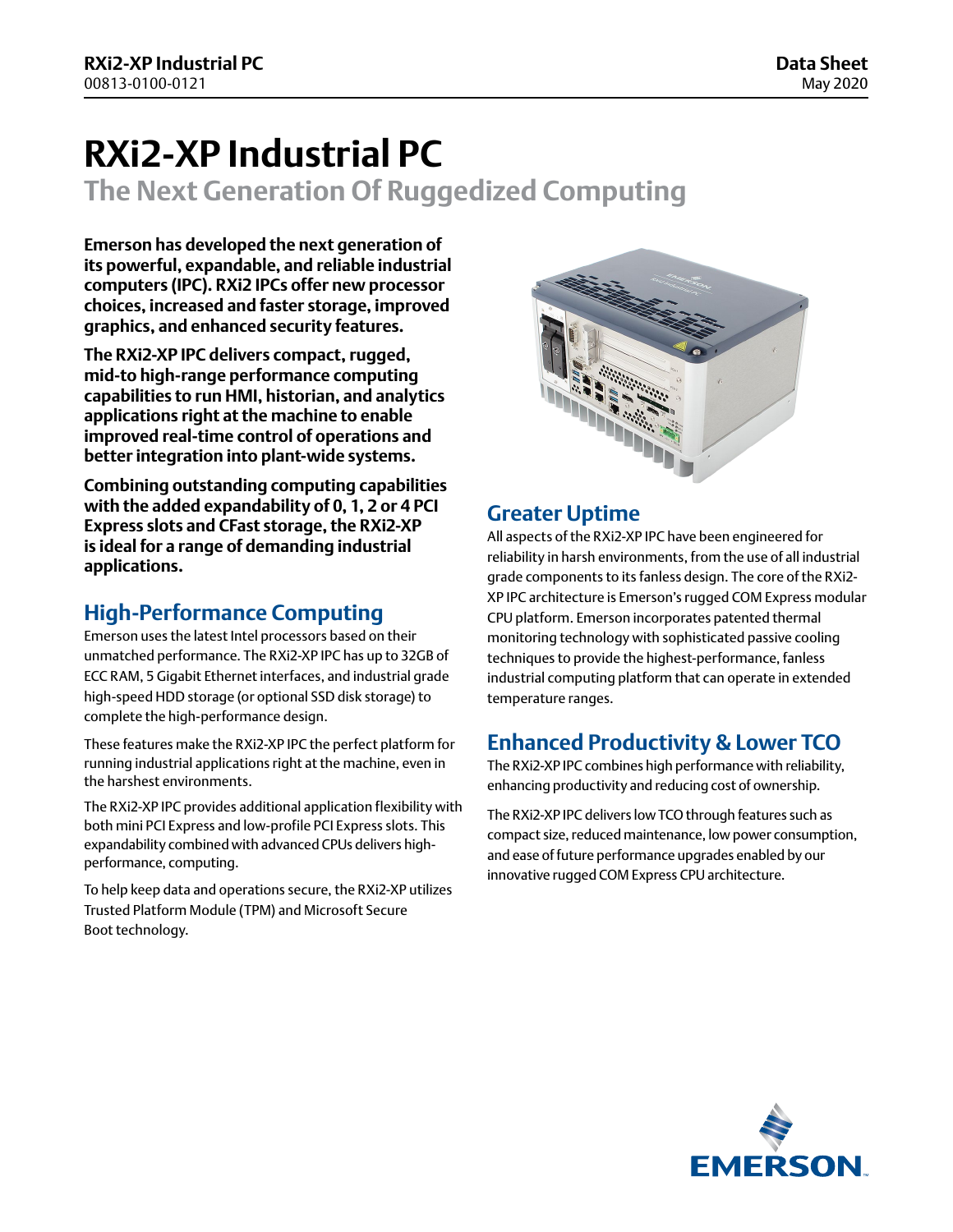// Page header omitted: running header with product name, doc number, "Data Sheet", "May 2020".

# RXi2-XP Industrial PC

## The Next Generation Of Ruggedized Computing

**Emerson has developed the next generation of its powerful, expandable, and reliable industrial computers (IPC). RXi2 IPCs offer new processor choices, increased and faster storage, improved graphics, and enhanced security features.**

**The RXi2-XP IPC delivers compact, rugged, mid-to high-range performance computing capabilities to run HMI, historian, and analytics applications right at the machine to enable improved real-time control of operations and better integration into plant-wide systems.**

**Combining outstanding computing capabilities with the added expandability of 0, 1, 2 or 4 PCI Express slots and CFast storage, the RXi2-XP is ideal for a range of demanding industrial applications.**

## High-Performance Computing

Emerson uses the latest Intel processors based on their unmatched performance. The RXi2-XP IPC has up to 32GB of ECC RAM, 5 Gigabit Ethernet interfaces, and industrial grade high-speed HDD storage (or optional SSD disk storage) to complete the high-performance design.

These features make the RXi2-XP IPC the perfect platform for running industrial applications right at the machine, even in the harshest environments.

The RXi2-XP IPC provides additional application flexibility with both mini PCI Express and low-profile PCI Express slots. This expandability combined with advanced CPUs delivers high-performance, computing.

To help keep data and operations secure, the RXi2-XP utilizes Trusted Platform Module (TPM) and Microsoft Secure Boot technology.

## Greater Uptime

All aspects of the RXi2-XP IPC have been engineered for reliability in harsh environments, from the use of all industrial grade components to its fanless design. The core of the RXi2-XP IPC architecture is Emerson's rugged COM Express modular CPU platform. Emerson incorporates patented thermal monitoring technology with sophisticated passive cooling techniques to provide the highest-performance, fanless industrial computing platform that can operate in extended temperature ranges.

## Enhanced Productivity & Lower TCO

The RXi2-XP IPC combines high performance with reliability, enhancing productivity and reducing cost of ownership.

The RXi2-XP IPC delivers low TCO through features such as compact size, reduced maintenance, low power consumption, and ease of future performance upgrades enabled by our innovative rugged COM Express CPU architecture.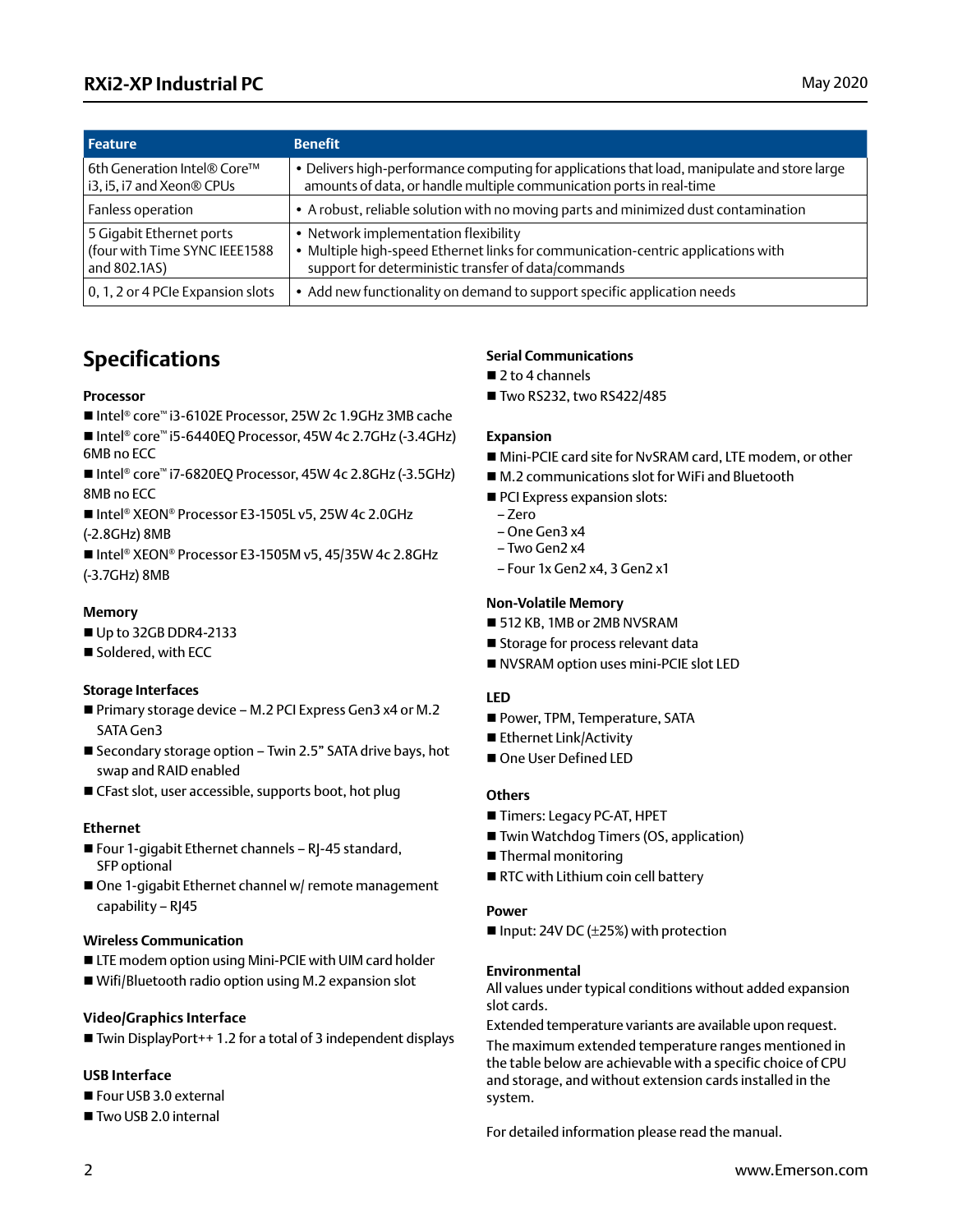| Feature | Benefit |
|---|---|
| 6th Generation Intel® Core™ i3, i5, i7 and Xeon® CPUs | • Delivers high-performance computing for applications that load, manipulate and store large amounts of data, or handle multiple communication ports in real-time |
| Fanless operation | • A robust, reliable solution with no moving parts and minimized dust contamination |
| 5 Gigabit Ethernet ports (four with Time SYNC IEEE1588 and 802.1AS) | • Network implementation flexibility<br>• Multiple high-speed Ethernet links for communication-centric applications with support for deterministic transfer of data/commands |
| 0, 1, 2 or 4 PCIe Expansion slots | • Add new functionality on demand to support specific application needs |

## Specifications

### Processor

- Intel® core™ i3-6102E Processor, 25W 2c 1.9GHz 3MB cache
- Intel® core™ i5-6440EQ Processor, 45W 4c 2.7GHz (-3.4GHz) 6MB no ECC
- Intel® core™ i7-6820EQ Processor, 45W 4c 2.8GHz (-3.5GHz) 8MB no ECC
- Intel® XEON® Processor E3-1505L v5, 25W 4c 2.0GHz (-2.8GHz) 8MB
- Intel® XEON® Processor E3-1505M v5, 45/35W 4c 2.8GHz (-3.7GHz) 8MB

### Memory

- Up to 32GB DDR4-2133
- Soldered, with ECC

### Storage Interfaces

- Primary storage device – M.2 PCI Express Gen3 x4 or M.2 SATA Gen3
- Secondary storage option – Twin 2.5" SATA drive bays, hot swap and RAID enabled
- CFast slot, user accessible, supports boot, hot plug

### Ethernet

- Four 1-gigabit Ethernet channels – RJ-45 standard, SFP optional
- One 1-gigabit Ethernet channel w/ remote management capability – RJ45

### Wireless Communication

- LTE modem option using Mini-PCIE with UIM card holder
- Wifi/Bluetooth radio option using M.2 expansion slot

### Video/Graphics Interface

- Twin DisplayPort++ 1.2 for a total of 3 independent displays

### USB Interface

- Four USB 3.0 external
- Two USB 2.0 internal

### Serial Communications

- 2 to 4 channels
- Two RS232, two RS422/485

### Expansion

- Mini-PCIE card site for NvSRAM card, LTE modem, or other
- M.2 communications slot for WiFi and Bluetooth
- PCI Express expansion slots:
  - Zero
  - One Gen3 x4
  - Two Gen2 x4
  - Four 1x Gen2 x4, 3 Gen2 x1

### Non-Volatile Memory

- 512 KB, 1MB or 2MB NVSRAM
- Storage for process relevant data
- NVSRAM option uses mini-PCIE slot LED

### LED

- Power, TPM, Temperature, SATA
- Ethernet Link/Activity
- One User Defined LED

### Others

- Timers: Legacy PC-AT, HPET
- Twin Watchdog Timers (OS, application)
- Thermal monitoring
- RTC with Lithium coin cell battery

### Power

- Input: 24V DC (±25%) with protection

### Environmental

All values under typical conditions without added expansion slot cards.

Extended temperature variants are available upon request.

The maximum extended temperature ranges mentioned in the table below are achievable with a specific choice of CPU and storage, and without extension cards installed in the system.

For detailed information please read the manual.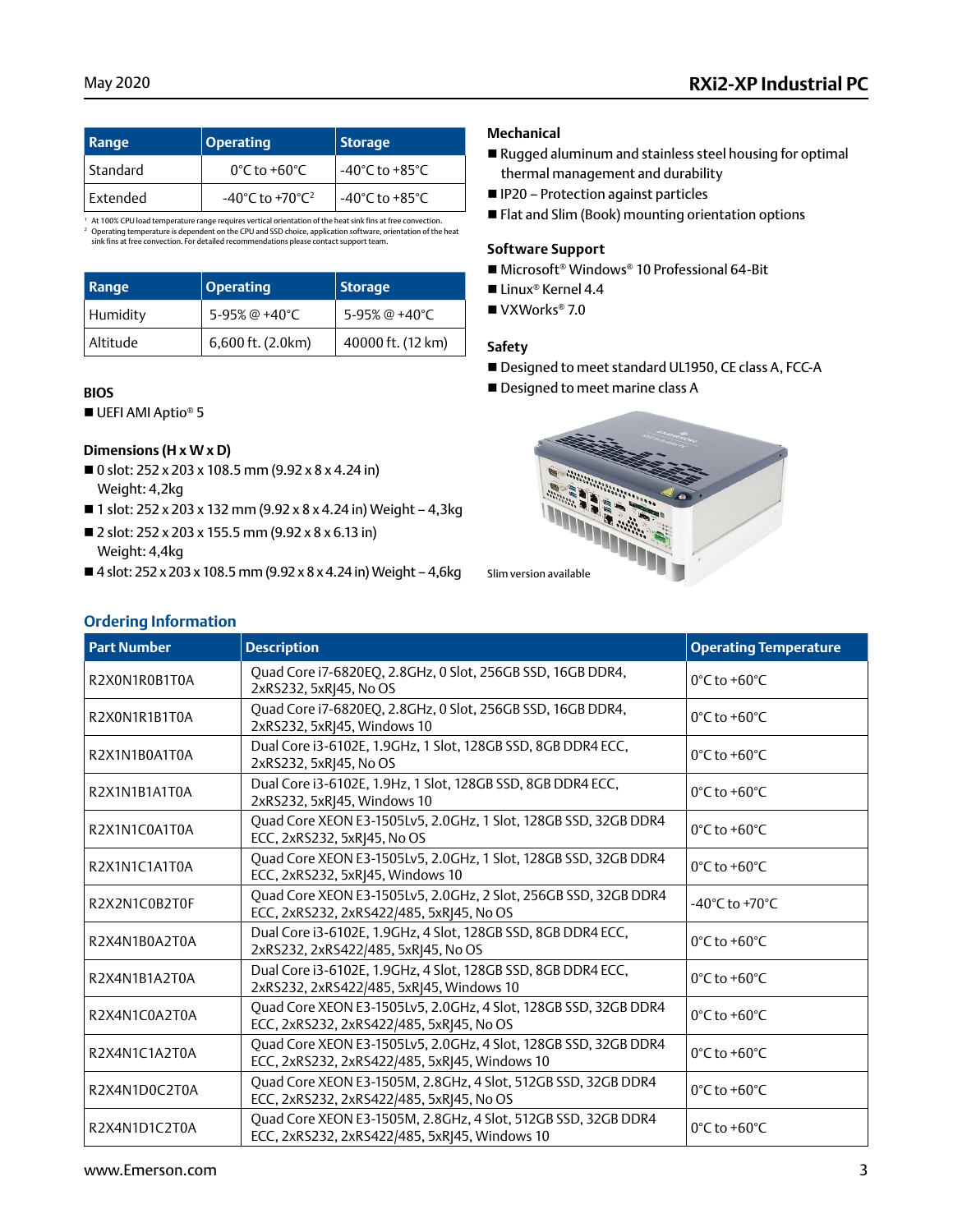| Range | Operating | Storage |
|---|---|---|
| Standard | 0°C to +60°C | -40°C to +85°C |
| Extended | -40°C to +70°C[2] | -40°C to +85°C |

[1] At 100% CPU load temperature range requires vertical orientation of the heat sink fins at free convection.
[2] Operating temperature is dependent on the CPU and SSD choice, application software, orientation of the heat sink fins at free convection. For detailed recommendations please contact support team.

| Range | Operating | Storage |
|---|---|---|
| Humidity | 5-95% @ +40°C | 5-95% @ +40°C |
| Altitude | 6,600 ft. (2.0km) | 40000 ft. (12 km) |

**BIOS**

- UEFI AMI Aptio® 5

**Dimensions (H x W x D)**

- 0 slot: 252 x 203 x 108.5 mm (9.92 x 8 x 4.24 in) Weight: 4,2kg
- 1 slot: 252 x 203 x 132 mm (9.92 x 8 x 4.24 in) Weight – 4,3kg
- 2 slot: 252 x 203 x 155.5 mm (9.92 x 8 x 6.13 in) Weight: 4,4kg
- 4 slot: 252 x 203 x 108.5 mm (9.92 x 8 x 4.24 in) Weight – 4,6kg

**Mechanical**

- Rugged aluminum and stainless steel housing for optimal thermal management and durability
- IP20 – Protection against particles
- Flat and Slim (Book) mounting orientation options

**Software Support**

- Microsoft® Windows® 10 Professional 64-Bit
- Linux® Kernel 4.4
- VXWorks® 7.0

**Safety**

- Designed to meet standard UL1950, CE class A, FCC-A
- Designed to meet marine class A

Slim version available

## Ordering Information

| Part Number | Description | Operating Temperature |
|---|---|---|
| R2X0N1R0B1T0A | Quad Core i7-6820EQ, 2.8GHz, 0 Slot, 256GB SSD, 16GB DDR4, 2xRS232, 5xRJ45, No OS | 0°C to +60°C |
| R2X0N1R1B1T0A | Quad Core i7-6820EQ, 2.8GHz, 0 Slot, 256GB SSD, 16GB DDR4, 2xRS232, 5xRJ45, Windows 10 | 0°C to +60°C |
| R2X1N1B0A1T0A | Dual Core i3-6102E, 1.9GHz, 1 Slot, 128GB SSD, 8GB DDR4 ECC, 2xRS232, 5xRJ45, No OS | 0°C to +60°C |
| R2X1N1B1A1T0A | Dual Core i3-6102E, 1.9Hz, 1 Slot, 128GB SSD, 8GB DDR4 ECC, 2xRS232, 5xRJ45, Windows 10 | 0°C to +60°C |
| R2X1N1C0A1T0A | Quad Core XEON E3-1505Lv5, 2.0GHz, 1 Slot, 128GB SSD, 32GB DDR4 ECC, 2xRS232, 5xRJ45, No OS | 0°C to +60°C |
| R2X1N1C1A1T0A | Quad Core XEON E3-1505Lv5, 2.0GHz, 1 Slot, 128GB SSD, 32GB DDR4 ECC, 2xRS232, 5xRJ45, Windows 10 | 0°C to +60°C |
| R2X2N1C0B2T0F | Quad Core XEON E3-1505Lv5, 2.0GHz, 2 Slot, 256GB SSD, 32GB DDR4 ECC, 2xRS232, 2xRS422/485, 5xRJ45, No OS | -40°C to +70°C |
| R2X4N1B0A2T0A | Dual Core i3-6102E, 1.9GHz, 4 Slot, 128GB SSD, 8GB DDR4 ECC, 2xRS232, 2xRS422/485, 5xRJ45, No OS | 0°C to +60°C |
| R2X4N1B1A2T0A | Dual Core i3-6102E, 1.9GHz, 4 Slot, 128GB SSD, 8GB DDR4 ECC, 2xRS232, 2xRS422/485, 5xRJ45, Windows 10 | 0°C to +60°C |
| R2X4N1C0A2T0A | Quad Core XEON E3-1505Lv5, 2.0GHz, 4 Slot, 128GB SSD, 32GB DDR4 ECC, 2xRS232, 2xRS422/485, 5xRJ45, No OS | 0°C to +60°C |
| R2X4N1C1A2T0A | Quad Core XEON E3-1505Lv5, 2.0GHz, 4 Slot, 128GB SSD, 32GB DDR4 ECC, 2xRS232, 2xRS422/485, 5xRJ45, Windows 10 | 0°C to +60°C |
| R2X4N1D0C2T0A | Quad Core XEON E3-1505M, 2.8GHz, 4 Slot, 512GB SSD, 32GB DDR4 ECC, 2xRS232, 2xRS422/485, 5xRJ45, No OS | 0°C to +60°C |
| R2X4N1D1C2T0A | Quad Core XEON E3-1505M, 2.8GHz, 4 Slot, 512GB SSD, 32GB DDR4 ECC, 2xRS232, 2xRS422/485, 5xRJ45, Windows 10 | 0°C to +60°C |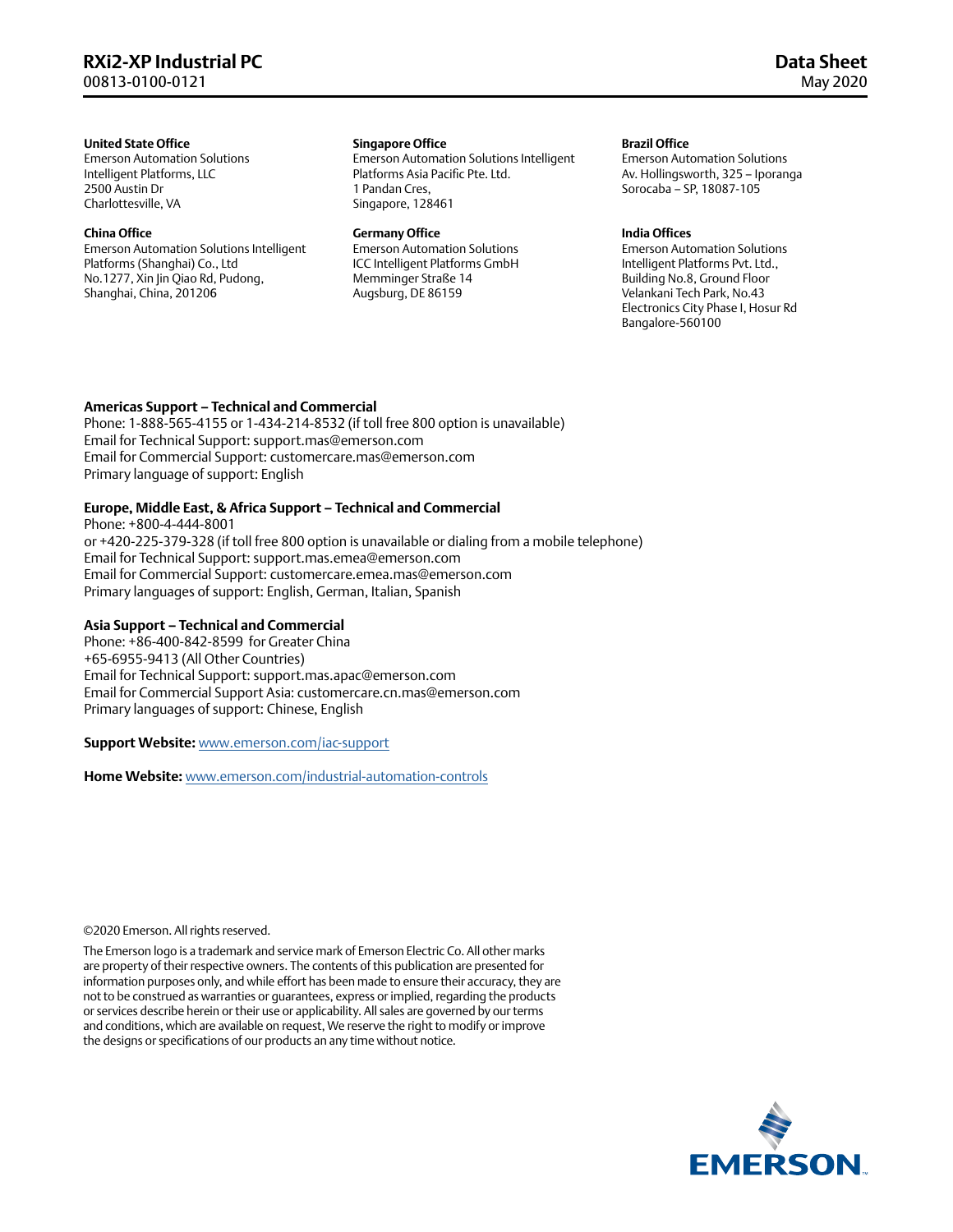**United State Office**
Emerson Automation Solutions
Intelligent Platforms, LLC
2500 Austin Dr
Charlottesville, VA

**China Office**
Emerson Automation Solutions Intelligent
Platforms (Shanghai) Co., Ltd
No.1277, Xin Jin Qiao Rd, Pudong,
Shanghai, China, 201206

**Singapore Office**
Emerson Automation Solutions Intelligent
Platforms Asia Pacific Pte. Ltd.
1 Pandan Cres,
Singapore, 128461

**Germany Office**
Emerson Automation Solutions
ICC Intelligent Platforms GmbH
Memminger Straße 14
Augsburg, DE 86159

**Brazil Office**
Emerson Automation Solutions
Av. Hollingsworth, 325 – Iporanga
Sorocaba – SP, 18087-105

**India Offices**
Emerson Automation Solutions
Intelligent Platforms Pvt. Ltd.,
Building No.8, Ground Floor
Velankani Tech Park, No.43
Electronics City Phase I, Hosur Rd
Bangalore-560100

**Americas Support – Technical and Commercial**
Phone: 1-888-565-4155 or 1-434-214-8532 (if toll free 800 option is unavailable)
Email for Technical Support: support.mas@emerson.com
Email for Commercial Support: customercare.mas@emerson.com
Primary language of support: English

**Europe, Middle East, & Africa Support – Technical and Commercial**
Phone: +800-4-444-8001
or +420-225-379-328 (if toll free 800 option is unavailable or dialing from a mobile telephone)
Email for Technical Support: support.mas.emea@emerson.com
Email for Commercial Support: customercare.emea.mas@emerson.com
Primary languages of support: English, German, Italian, Spanish

**Asia Support – Technical and Commercial**
Phone: +86-400-842-8599 for Greater China
+65-6955-9413 (All Other Countries)
Email for Technical Support: support.mas.apac@emerson.com
Email for Commercial Support Asia: customercare.cn.mas@emerson.com
Primary languages of support: Chinese, English

**Support Website:** www.emerson.com/iac-support

**Home Website:** www.emerson.com/industrial-automation-controls

©2020 Emerson. All rights reserved.

The Emerson logo is a trademark and service mark of Emerson Electric Co. All other marks are property of their respective owners. The contents of this publication are presented for information purposes only, and while effort has been made to ensure their accuracy, they are not to be construed as warranties or guarantees, express or implied, regarding the products or services describe herein or their use or applicability. All sales are governed by our terms and conditions, which are available on request, We reserve the right to modify or improve the designs or specifications of our products an any time without notice.

EMERSON